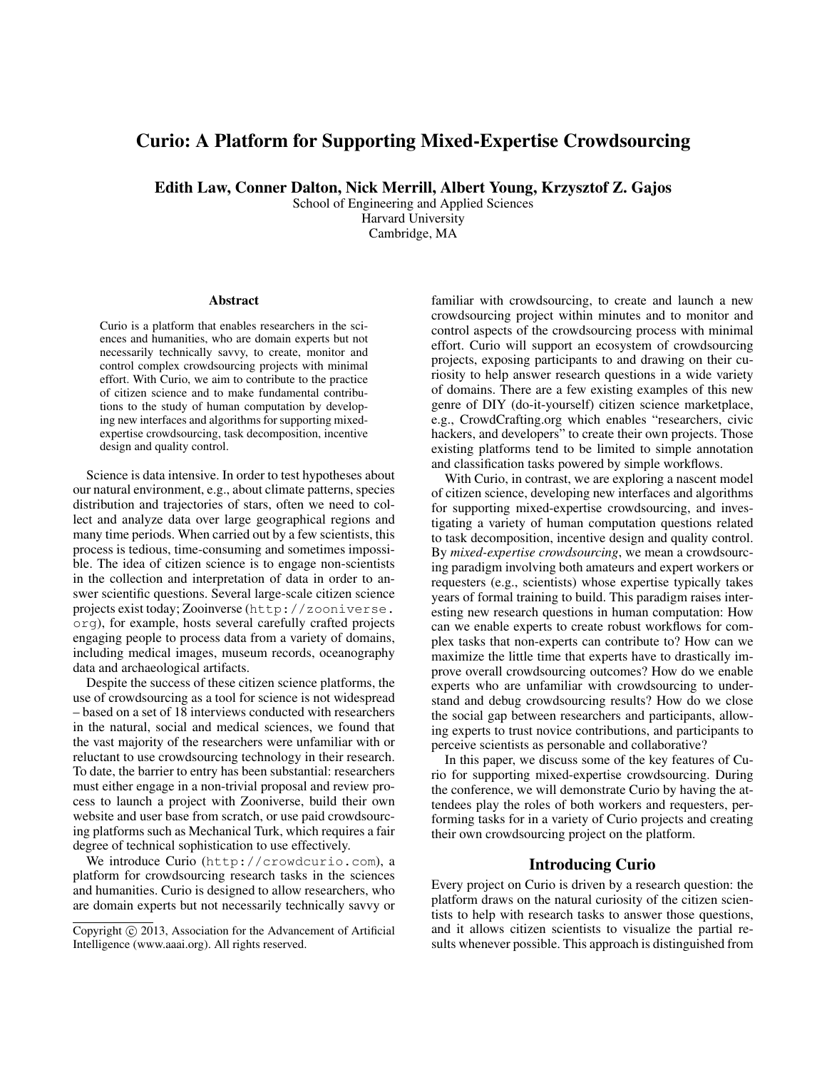# Curio: A Platform for Supporting Mixed-Expertise Crowdsourcing

**Edith Law, Conner Dalton, Nick Merrill, Albert Young, Krzysztof Z. Gajos**

School of Engineering and Applied Sciences
Harvard University
Cambridge, MA

### Abstract

Curio is a platform that enables researchers in the sciences and humanities, who are domain experts but not necessarily technically savvy, to create, monitor and control complex crowdsourcing projects with minimal effort. With Curio, we aim to contribute to the practice of citizen science and to make fundamental contributions to the study of human computation by developing new interfaces and algorithms for supporting mixed-expertise crowdsourcing, task decomposition, incentive design and quality control.

Science is data intensive. In order to test hypotheses about our natural environment, e.g., about climate patterns, species distribution and trajectories of stars, often we need to collect and analyze data over large geographical regions and many time periods. When carried out by a few scientists, this process is tedious, time-consuming and sometimes impossible. The idea of citizen science is to engage non-scientists in the collection and interpretation of data in order to answer scientific questions. Several large-scale citizen science projects exist today; Zooinverse (http://zooniverse.org), for example, hosts several carefully crafted projects engaging people to process data from a variety of domains, including medical images, museum records, oceanography data and archaeological artifacts.

Despite the success of these citizen science platforms, the use of crowdsourcing as a tool for science is not widespread – based on a set of 18 interviews conducted with researchers in the natural, social and medical sciences, we found that the vast majority of the researchers were unfamiliar with or reluctant to use crowdsourcing technology in their research. To date, the barrier to entry has been substantial: researchers must either engage in a non-trivial proposal and review process to launch a project with Zooniverse, build their own website and user base from scratch, or use paid crowdsourcing platforms such as Mechanical Turk, which requires a fair degree of technical sophistication to use effectively.

We introduce Curio (http://crowdcurio.com), a platform for crowdsourcing research tasks in the sciences and humanities. Curio is designed to allow researchers, who are domain experts but not necessarily technically savvy or familiar with crowdsourcing, to create and launch a new crowdsourcing project within minutes and to monitor and control aspects of the crowdsourcing process with minimal effort. Curio will support an ecosystem of crowdsourcing projects, exposing participants to and drawing on their curiosity to help answer research questions in a wide variety of domains. There are a few existing examples of this new genre of DIY (do-it-yourself) citizen science marketplace, e.g., CrowdCrafting.org which enables "researchers, civic hackers, and developers" to create their own projects. Those existing platforms tend to be limited to simple annotation and classification tasks powered by simple workflows.

With Curio, in contrast, we are exploring a nascent model of citizen science, developing new interfaces and algorithms for supporting mixed-expertise crowdsourcing, and investigating a variety of human computation questions related to task decomposition, incentive design and quality control. By *mixed-expertise crowdsourcing*, we mean a crowdsourcing paradigm involving both amateurs and expert workers or requesters (e.g., scientists) whose expertise typically takes years of formal training to build. This paradigm raises interesting new research questions in human computation: How can we enable experts to create robust workflows for complex tasks that non-experts can contribute to? How can we maximize the little time that experts have to drastically improve overall crowdsourcing outcomes? How do we enable experts who are unfamiliar with crowdsourcing to understand and debug crowdsourcing results? How do we close the social gap between researchers and participants, allowing experts to trust novice contributions, and participants to perceive scientists as personable and collaborative?

In this paper, we discuss some of the key features of Curio for supporting mixed-expertise crowdsourcing. During the conference, we will demonstrate Curio by having the attendees play the roles of both workers and requesters, performing tasks for in a variety of Curio projects and creating their own crowdsourcing project on the platform.

## Introducing Curio

Every project on Curio is driven by a research question: the platform draws on the natural curiosity of the citizen scientists to help with research tasks to answer those questions, and it allows citizen scientists to visualize the partial results whenever possible. This approach is distinguished from

Copyright © 2013, Association for the Advancement of Artificial Intelligence (www.aaai.org). All rights reserved.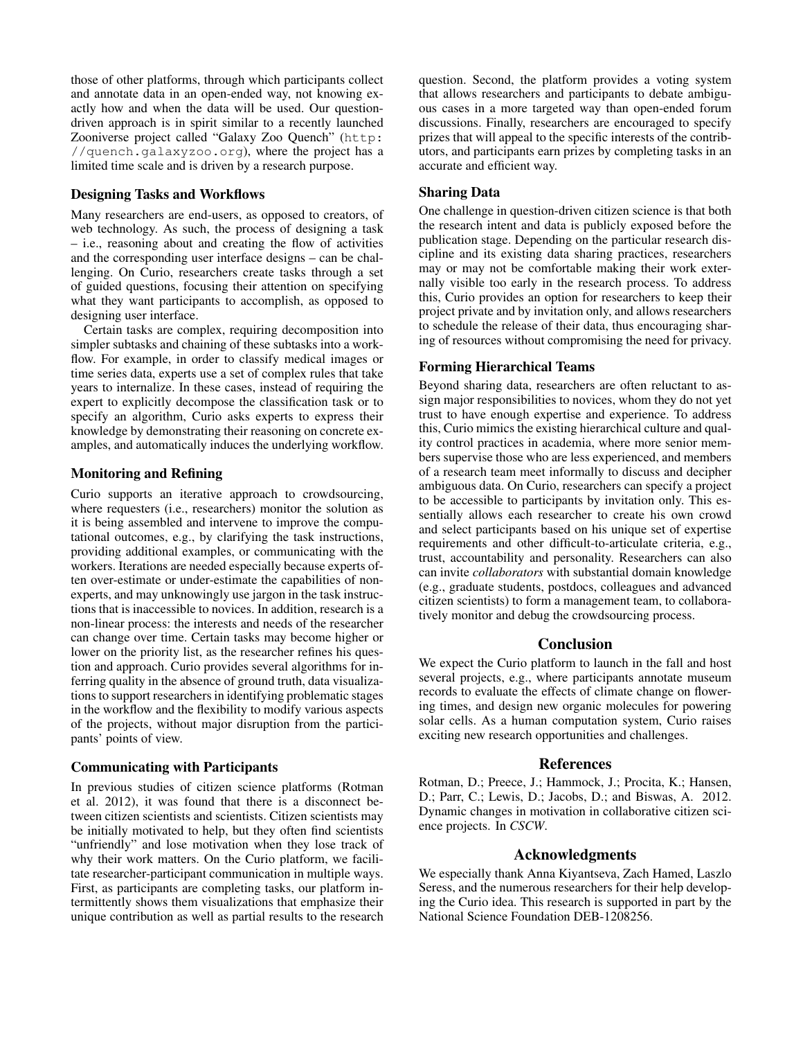those of other platforms, through which participants collect and annotate data in an open-ended way, not knowing exactly how and when the data will be used. Our question-driven approach is in spirit similar to a recently launched Zooniverse project called "Galaxy Zoo Quench" (http://quench.galaxyzoo.org), where the project has a limited time scale and is driven by a research purpose.

### Designing Tasks and Workflows

Many researchers are end-users, as opposed to creators, of web technology. As such, the process of designing a task – i.e., reasoning about and creating the flow of activities and the corresponding user interface designs – can be challenging. On Curio, researchers create tasks through a set of guided questions, focusing their attention on specifying what they want participants to accomplish, as opposed to designing user interface.

Certain tasks are complex, requiring decomposition into simpler subtasks and chaining of these subtasks into a workflow. For example, in order to classify medical images or time series data, experts use a set of complex rules that take years to internalize. In these cases, instead of requiring the expert to explicitly decompose the classification task or to specify an algorithm, Curio asks experts to express their knowledge by demonstrating their reasoning on concrete examples, and automatically induces the underlying workflow.

### Monitoring and Refining

Curio supports an iterative approach to crowdsourcing, where requesters (i.e., researchers) monitor the solution as it is being assembled and intervene to improve the computational outcomes, e.g., by clarifying the task instructions, providing additional examples, or communicating with the workers. Iterations are needed especially because experts often over-estimate or under-estimate the capabilities of non-experts, and may unknowingly use jargon in the task instructions that is inaccessible to novices. In addition, research is a non-linear process: the interests and needs of the researcher can change over time. Certain tasks may become higher or lower on the priority list, as the researcher refines his question and approach. Curio provides several algorithms for inferring quality in the absence of ground truth, data visualizations to support researchers in identifying problematic stages in the workflow and the flexibility to modify various aspects of the projects, without major disruption from the participants' points of view.

### Communicating with Participants

In previous studies of citizen science platforms (Rotman et al. 2012), it was found that there is a disconnect between citizen scientists and scientists. Citizen scientists may be initially motivated to help, but they often find scientists "unfriendly" and lose motivation when they lose track of why their work matters. On the Curio platform, we facilitate researcher-participant communication in multiple ways. First, as participants are completing tasks, our platform intermittently shows them visualizations that emphasize their unique contribution as well as partial results to the research question. Second, the platform provides a voting system that allows researchers and participants to debate ambiguous cases in a more targeted way than open-ended forum discussions. Finally, researchers are encouraged to specify prizes that will appeal to the specific interests of the contributors, and participants earn prizes by completing tasks in an accurate and efficient way.

### Sharing Data

One challenge in question-driven citizen science is that both the research intent and data is publicly exposed before the publication stage. Depending on the particular research discipline and its existing data sharing practices, researchers may or may not be comfortable making their work externally visible too early in the research process. To address this, Curio provides an option for researchers to keep their project private and by invitation only, and allows researchers to schedule the release of their data, thus encouraging sharing of resources without compromising the need for privacy.

### Forming Hierarchical Teams

Beyond sharing data, researchers are often reluctant to assign major responsibilities to novices, whom they do not yet trust to have enough expertise and experience. To address this, Curio mimics the existing hierarchical culture and quality control practices in academia, where more senior members supervise those who are less experienced, and members of a research team meet informally to discuss and decipher ambiguous data. On Curio, researchers can specify a project to be accessible to participants by invitation only. This essentially allows each researcher to create his own crowd and select participants based on his unique set of expertise requirements and other difficult-to-articulate criteria, e.g., trust, accountability and personality. Researchers can also can invite *collaborators* with substantial domain knowledge (e.g., graduate students, postdocs, colleagues and advanced citizen scientists) to form a management team, to collaboratively monitor and debug the crowdsourcing process.

## Conclusion

We expect the Curio platform to launch in the fall and host several projects, e.g., where participants annotate museum records to evaluate the effects of climate change on flowering times, and design new organic molecules for powering solar cells. As a human computation system, Curio raises exciting new research opportunities and challenges.

## References

Rotman, D.; Preece, J.; Hammock, J.; Procita, K.; Hansen, D.; Parr, C.; Lewis, D.; Jacobs, D.; and Biswas, A. 2012. Dynamic changes in motivation in collaborative citizen science projects. In *CSCW*.

## Acknowledgments

We especially thank Anna Kiyantseva, Zach Hamed, Laszlo Seress, and the numerous researchers for their help developing the Curio idea. This research is supported in part by the National Science Foundation DEB-1208256.